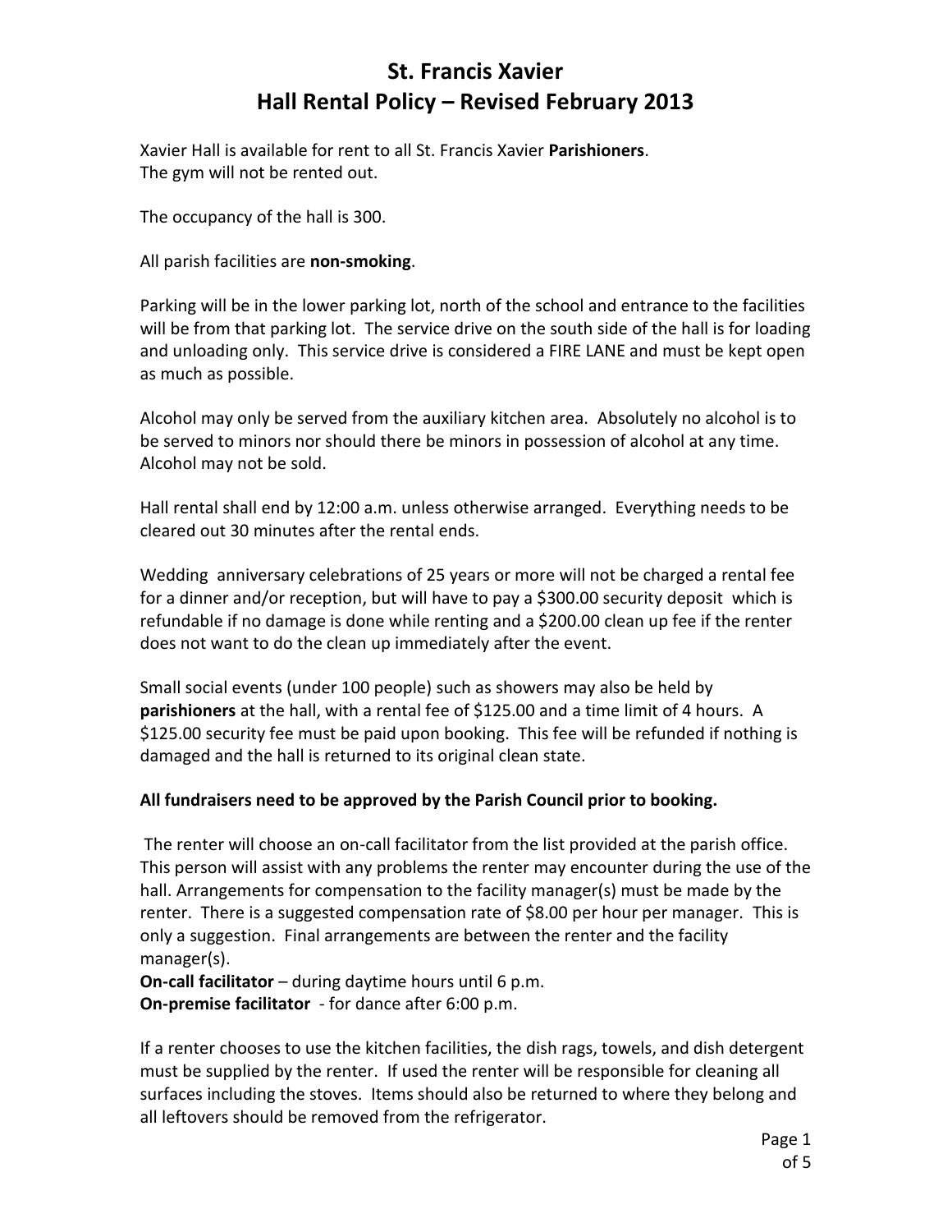# St. Francis Xavier
# Hall Rental Policy – Revised February 2013

Xavier Hall is available for rent to all St. Francis Xavier **Parishioners**.
The gym will not be rented out.

The occupancy of the hall is 300.

All parish facilities are **non-smoking**.

Parking will be in the lower parking lot, north of the school and entrance to the facilities will be from that parking lot. The service drive on the south side of the hall is for loading and unloading only. This service drive is considered a FIRE LANE and must be kept open as much as possible.

Alcohol may only be served from the auxiliary kitchen area. Absolutely no alcohol is to be served to minors nor should there be minors in possession of alcohol at any time. Alcohol may not be sold.

Hall rental shall end by 12:00 a.m. unless otherwise arranged. Everything needs to be cleared out 30 minutes after the rental ends.

Wedding anniversary celebrations of 25 years or more will not be charged a rental fee for a dinner and/or reception, but will have to pay a $300.00 security deposit which is refundable if no damage is done while renting and a $200.00 clean up fee if the renter does not want to do the clean up immediately after the event.

Small social events (under 100 people) such as showers may also be held by **parishioners** at the hall, with a rental fee of $125.00 and a time limit of 4 hours. A $125.00 security fee must be paid upon booking. This fee will be refunded if nothing is damaged and the hall is returned to its original clean state.

**All fundraisers need to be approved by the Parish Council prior to booking.**

The renter will choose an on-call facilitator from the list provided at the parish office. This person will assist with any problems the renter may encounter during the use of the hall. Arrangements for compensation to the facility manager(s) must be made by the renter. There is a suggested compensation rate of $8.00 per hour per manager. This is only a suggestion. Final arrangements are between the renter and the facility manager(s).
**On-call facilitator** – during daytime hours until 6 p.m.
**On-premise facilitator** - for dance after 6:00 p.m.

If a renter chooses to use the kitchen facilities, the dish rags, towels, and dish detergent must be supplied by the renter. If used the renter will be responsible for cleaning all surfaces including the stoves. Items should also be returned to where they belong and all leftovers should be removed from the refrigerator.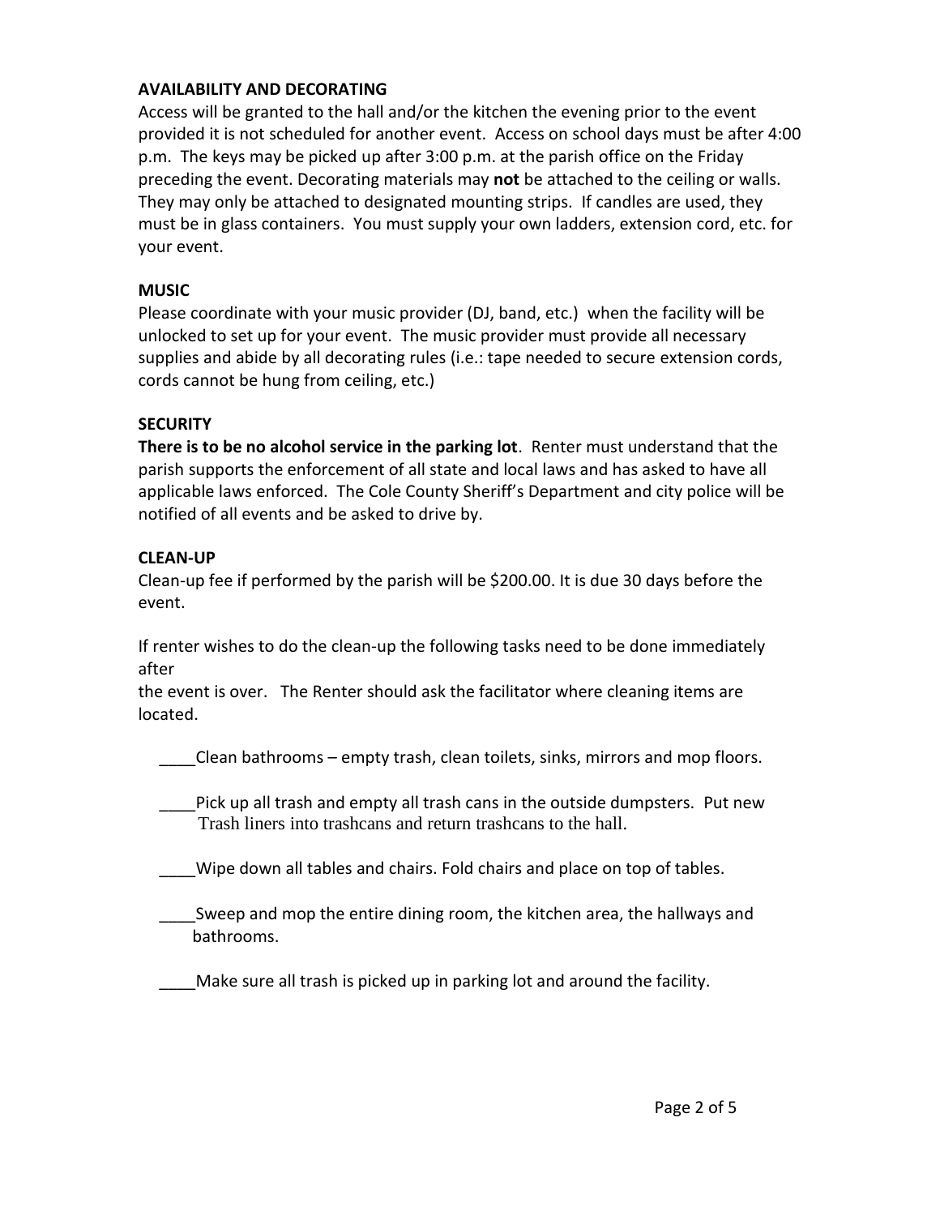**AVAILABILITY AND DECORATING**

Access will be granted to the hall and/or the kitchen the evening prior to the event provided it is not scheduled for another event. Access on school days must be after 4:00 p.m. The keys may be picked up after 3:00 p.m. at the parish office on the Friday preceding the event. Decorating materials may **not** be attached to the ceiling or walls. They may only be attached to designated mounting strips. If candles are used, they must be in glass containers. You must supply your own ladders, extension cord, etc. for your event.

**MUSIC**

Please coordinate with your music provider (DJ, band, etc.) when the facility will be unlocked to set up for your event. The music provider must provide all necessary supplies and abide by all decorating rules (i.e.: tape needed to secure extension cords, cords cannot be hung from ceiling, etc.)

**SECURITY**

**There is to be no alcohol service in the parking lot**. Renter must understand that the parish supports the enforcement of all state and local laws and has asked to have all applicable laws enforced. The Cole County Sheriff's Department and city police will be notified of all events and be asked to drive by.

**CLEAN-UP**

Clean-up fee if performed by the parish will be $200.00. It is due 30 days before the event.

If renter wishes to do the clean-up the following tasks need to be done immediately after the event is over. The Renter should ask the facilitator where cleaning items are located.

____Clean bathrooms – empty trash, clean toilets, sinks, mirrors and mop floors.

____Pick up all trash and empty all trash cans in the outside dumpsters. Put new Trash liners into trashcans and return trashcans to the hall.

____Wipe down all tables and chairs. Fold chairs and place on top of tables.

____Sweep and mop the entire dining room, the kitchen area, the hallways and bathrooms.

____Make sure all trash is picked up in parking lot and around the facility.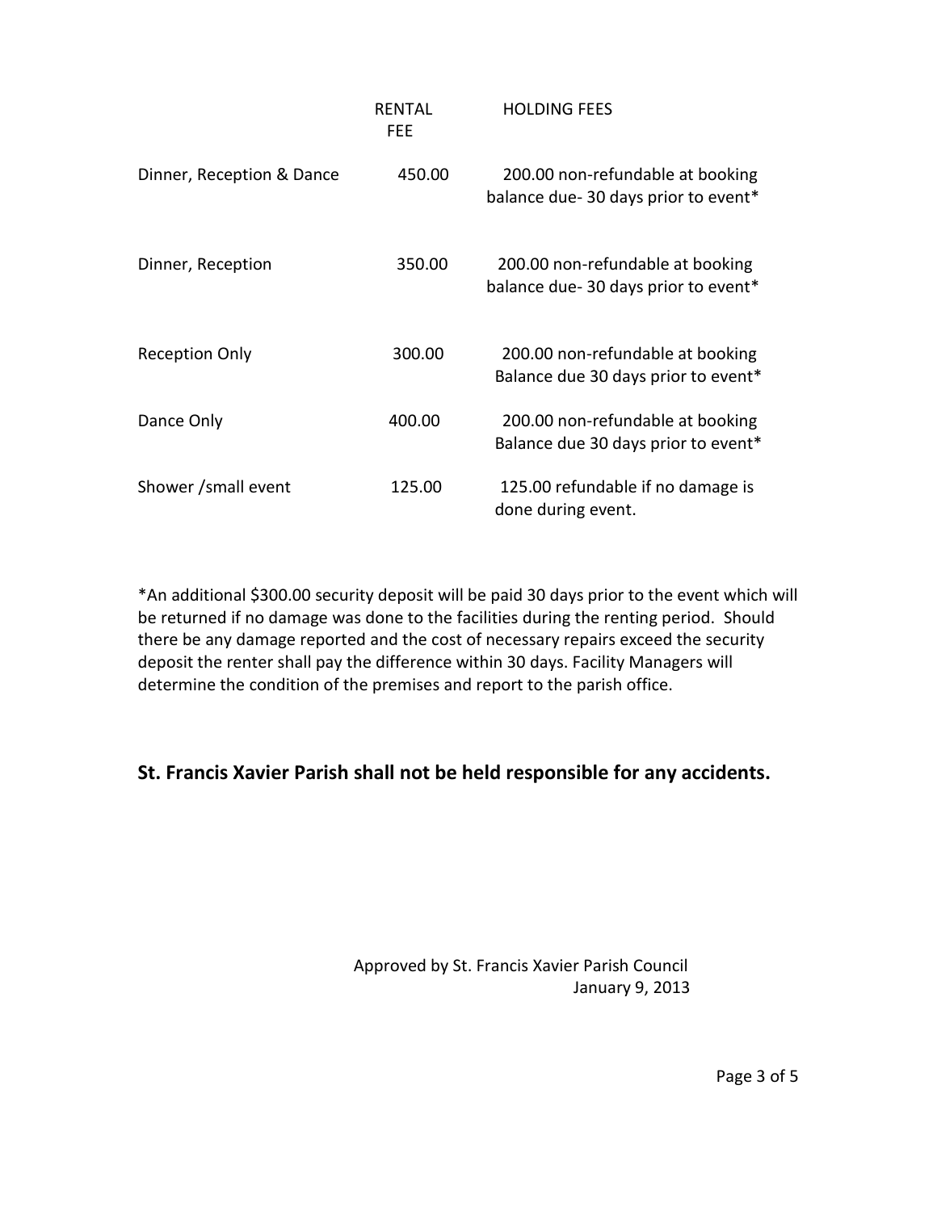| | RENTAL FEE | HOLDING FEES |
|---|---|---|
| Dinner, Reception & Dance | 450.00 | 200.00 non-refundable at booking balance due- 30 days prior to event* |
| Dinner, Reception | 350.00 | 200.00 non-refundable at booking balance due- 30 days prior to event* |
| Reception Only | 300.00 | 200.00 non-refundable at booking Balance due 30 days prior to event* |
| Dance Only | 400.00 | 200.00 non-refundable at booking Balance due 30 days prior to event* |
| Shower /small event | 125.00 | 125.00 refundable if no damage is done during event. |

*An additional $300.00 security deposit will be paid 30 days prior to the event which will be returned if no damage was done to the facilities during the renting period. Should there be any damage reported and the cost of necessary repairs exceed the security deposit the renter shall pay the difference within 30 days. Facility Managers will determine the condition of the premises and report to the parish office.

**St. Francis Xavier Parish shall not be held responsible for any accidents.**

Approved by St. Francis Xavier Parish Council
January 9, 2013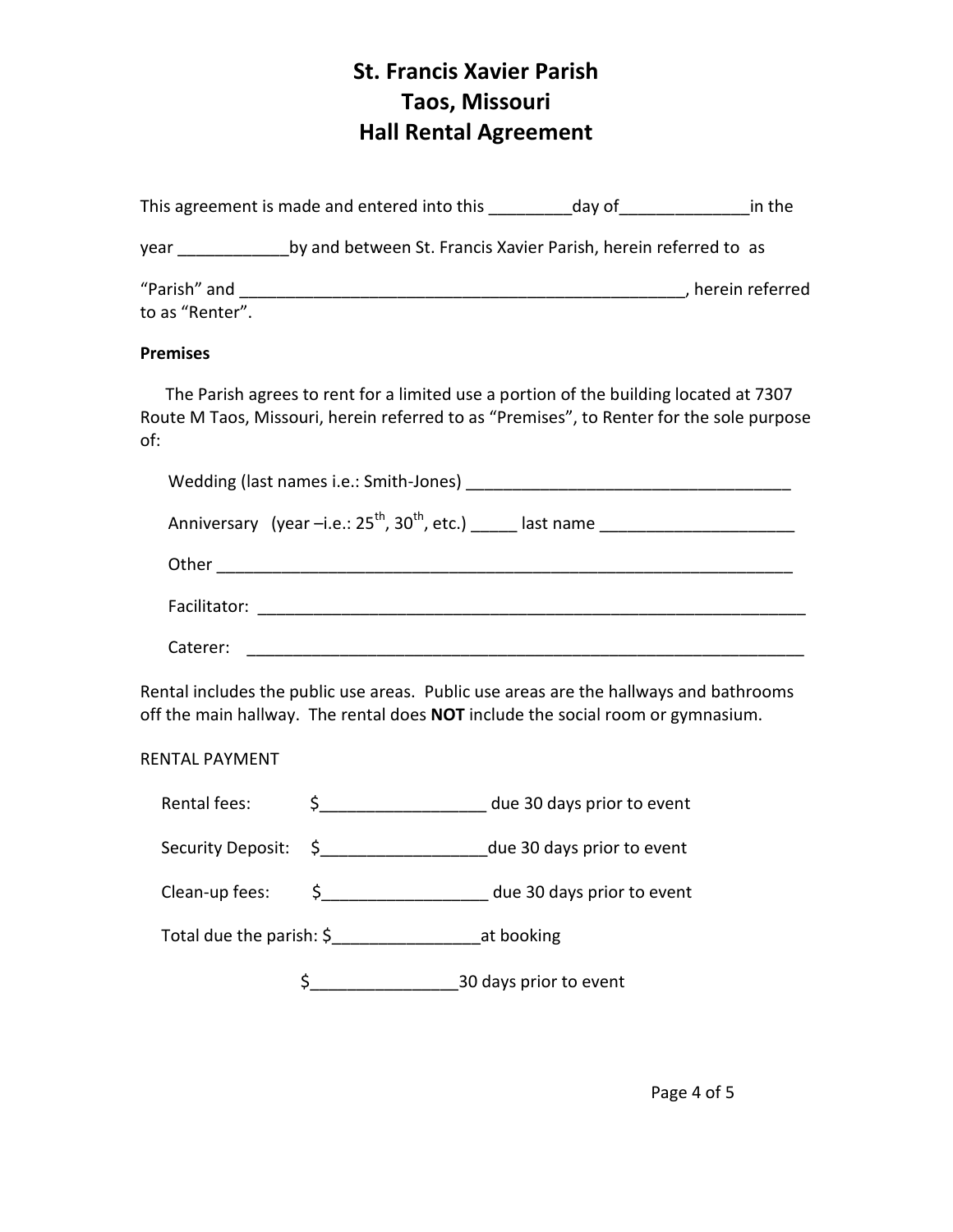# St. Francis Xavier Parish
# Taos, Missouri
# Hall Rental Agreement

This agreement is made and entered into this _________day of______________in the year ____________by and between St. Francis Xavier Parish, herein referred to as "Parish" and _________________________________________________, herein referred to as "Renter".

**Premises**

The Parish agrees to rent for a limited use a portion of the building located at 7307 Route M Taos, Missouri, herein referred to as "Premises", to Renter for the sole purpose of:

Wedding (last names i.e.: Smith-Jones) ___________________________________

Anniversary (year –i.e.: 25th, 30th, etc.) _____ last name _____________________

Other ______________________________________________________________

Facilitator: __________________________________________________________

Caterer: ____________________________________________________________

Rental includes the public use areas. Public use areas are the hallways and bathrooms off the main hallway. The rental does **NOT** include the social room or gymnasium.

RENTAL PAYMENT

Rental fees: $__________________ due 30 days prior to event

Security Deposit: $__________________due 30 days prior to event

Clean-up fees: $__________________ due 30 days prior to event

Total due the parish: $________________at booking

$________________30 days prior to event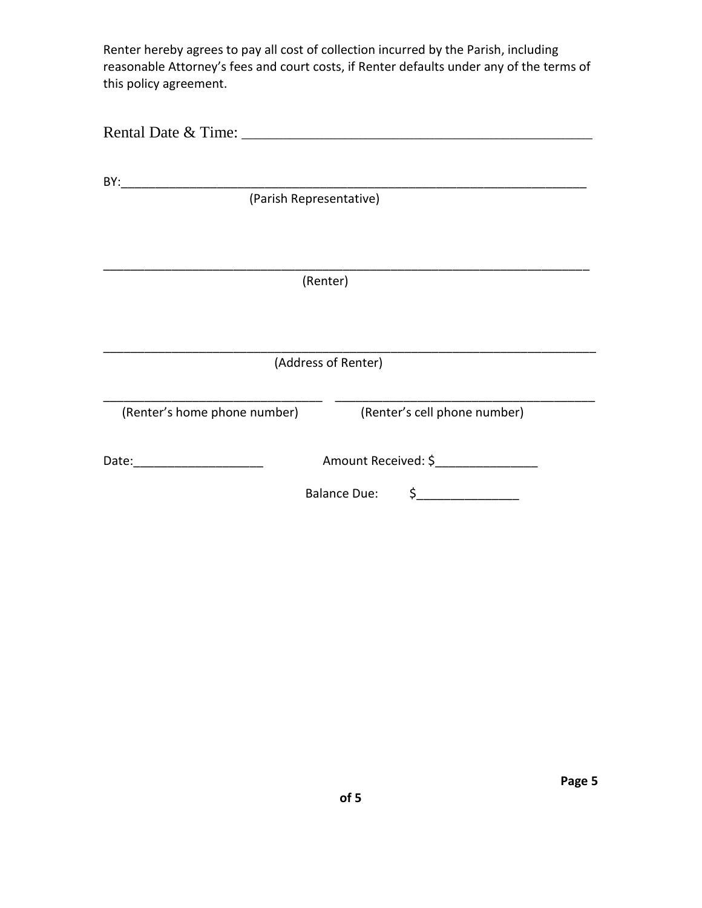Renter hereby agrees to pay all cost of collection incurred by the Parish, including reasonable Attorney's fees and court costs, if Renter defaults under any of the terms of this policy agreement.

Rental Date & Time: _____________________________________________

BY:______________________________________________________________________

(Parish Representative)

_________________________________________________________________________

(Renter)

__________________________________________________________________________

(Address of Renter)

_________________________________ ______________________________________

(Renter's home phone number) (Renter's cell phone number)

Date:___________________ Amount Received: $_______________

Balance Due: $_______________